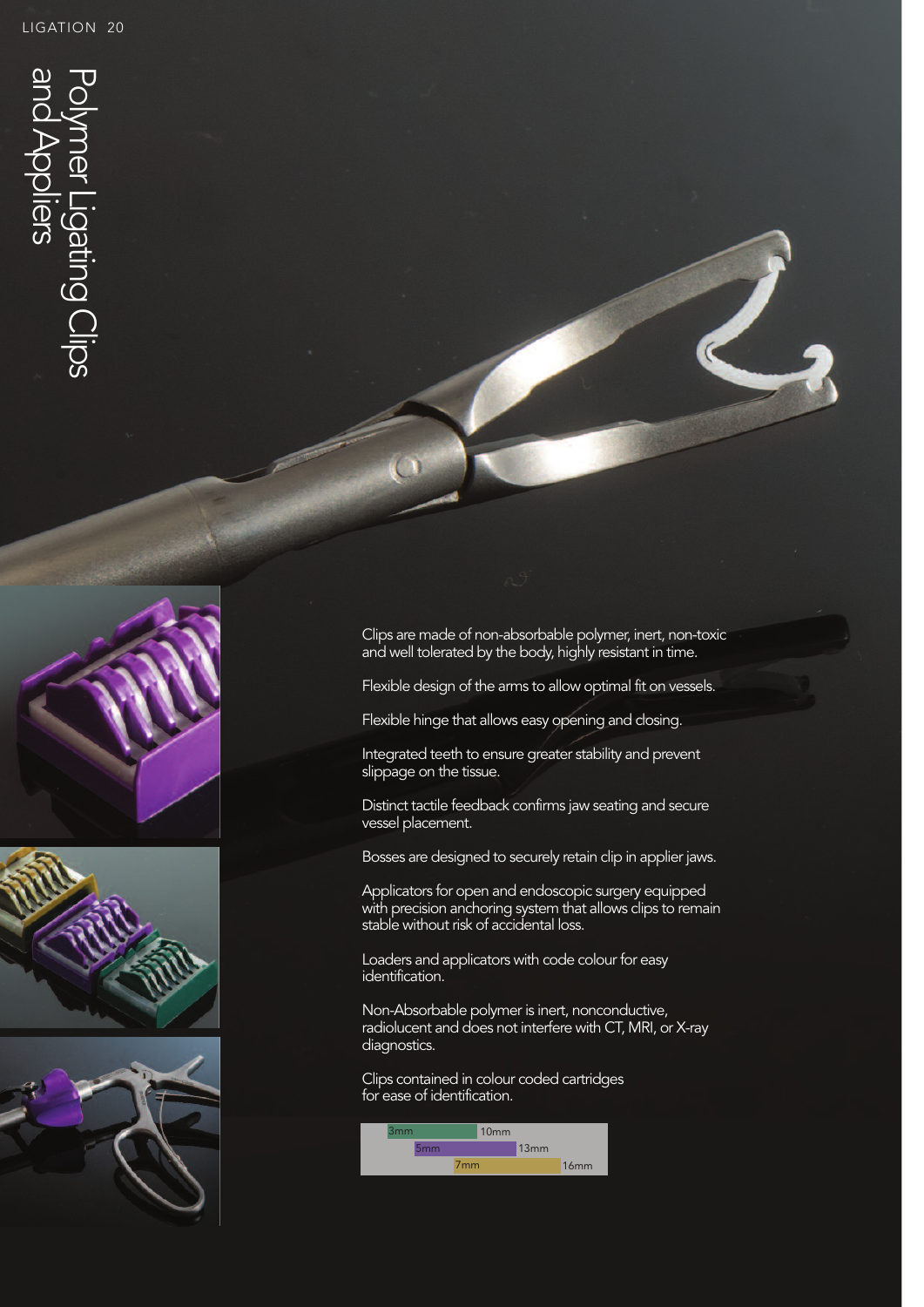# Polymer Ligating Clips and Appliers

Clips are made of non-absorbable polymer, inert, non-toxic and well tolerated by the body, highly resistant in time.

Flexible design of the arms to allow optimal fit on vessels.

Flexible hinge that allows easy opening and closing.

Integrated teeth to ensure greater stability and prevent slippage on the tissue.

Distinct tactile feedback confirms jaw seating and secure vessel placement.

Bosses are designed to securely retain clip in applier jaws.

Applicators for open and endoscopic surgery equipped with precision anchoring system that allows clips to remain stable without risk of accidental loss.

Loaders and applicators with code colour for easy identification.

Non-Absorbable polymer is inert, nonconductive, radiolucent and does not interfere with CT, MRI, or X-ray diagnostics.

Clips contained in colour coded cartridges for ease of identification.

| Min | Max |
|---|---|
| 3mm | 10mm |
| 5mm | 13mm |
| 7mm | 16mm |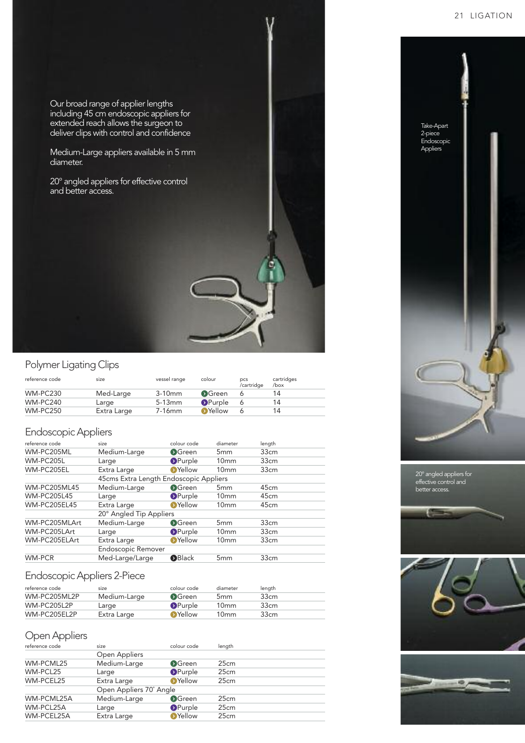Our broad range of applier lengths including 45 cm endoscopic appliers for extended reach allows the surgeon to deliver clips with control and confidence

Medium-Large appliers available in 5 mm diameter.

20° angled appliers for effective control and better access.

Take-Apart 2-piece Endoscopic Appliers

20° angled appliers for effective control and better access.

## Polymer Ligating Clips

| reference code | size | vessel range | colour | pcs /cartridge | cartridges /box |
|---|---|---|---|---|---|
| WM-PC230 | Med-Large | 3-10mm | Green | 6 | 14 |
| WM-PC240 | Large | 5-13mm | Purple | 6 | 14 |
| WM-PC250 | Extra Large | 7-16mm | Yellow | 6 | 14 |

## Endoscopic Appliers

| reference code | size | colour code | diameter | length |
|---|---|---|---|---|
| WM-PC205ML | Medium-Large | Green | 5mm | 33cm |
| WM-PC205L | Large | Purple | 10mm | 33cm |
| WM-PC205EL | Extra Large | Yellow | 10mm | 33cm |
| | 45cms Extra Length Endoscopic Appliers | | | |
| WM-PC205ML45 | Medium-Large | Green | 5mm | 45cm |
| WM-PC205L45 | Large | Purple | 10mm | 45cm |
| WM-PC205EL45 | Extra Large | Yellow | 10mm | 45cm |
| | 20° Angled Tip Appliers | | | |
| WM-PC205MLArt | Medium-Large | Green | 5mm | 33cm |
| WM-PC205LArt | Large | Purple | 10mm | 33cm |
| WM-PC205ELArt | Extra Large | Yellow | 10mm | 33cm |
| | Endoscopic Remover | | | |
| WM-PCR | Med-Large/Large | Black | 5mm | 33cm |

## Endoscopic Appliers 2-Piece

| reference code | size | colour code | diameter | length |
|---|---|---|---|---|
| WM-PC205ML2P | Medium-Large | Green | 5mm | 33cm |
| WM-PC205L2P | Large | Purple | 10mm | 33cm |
| WM-PC205EL2P | Extra Large | Yellow | 10mm | 33cm |

## Open Appliers

| reference code | size | colour code | length |
|---|---|---|---|
| | Open Appliers | | |
| WM-PCML25 | Medium-Large | Green | 25cm |
| WM-PCL25 | Large | Purple | 25cm |
| WM-PCEL25 | Extra Large | Yellow | 25cm |
| | Open Appliers 70° Angle | | |
| WM-PCML25A | Medium-Large | Green | 25cm |
| WM-PCL25A | Large | Purple | 25cm |
| WM-PCEL25A | Extra Large | Yellow | 25cm |